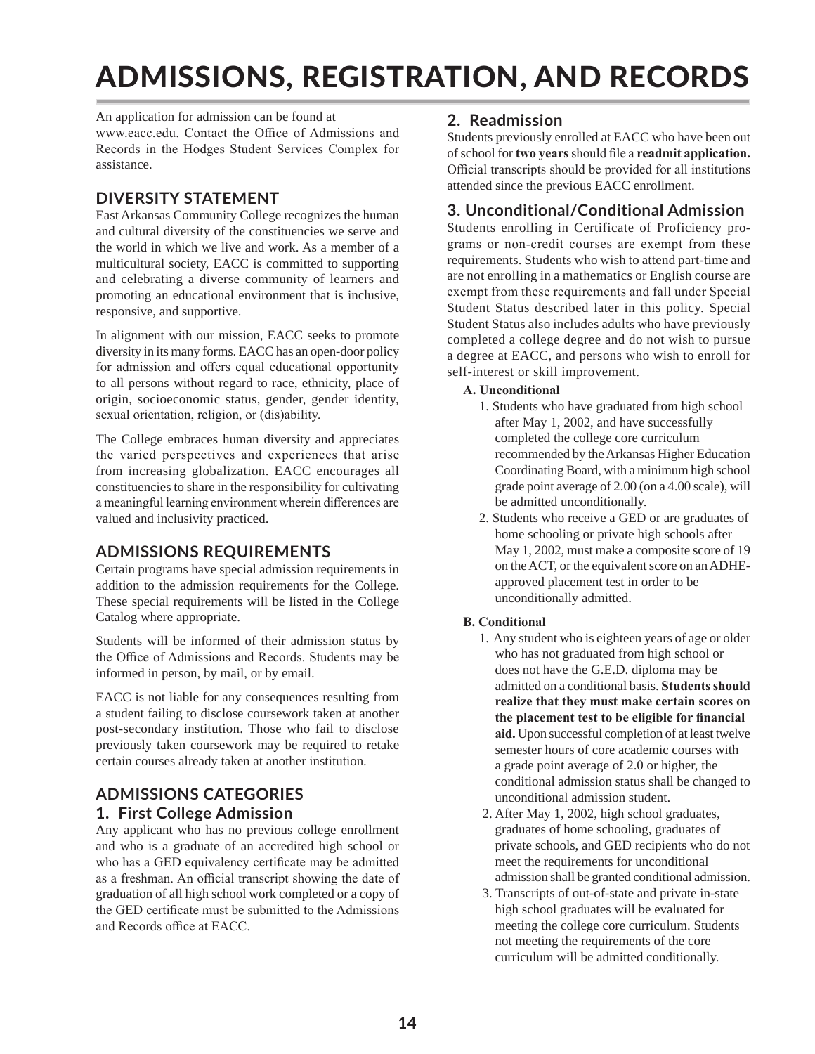# ADMISSIONS, REGISTRATION, AND RECORDS

An application for admission can be found at www.eacc.edu. Contact the Office of Admissions and Records in the Hodges Student Services Complex for assistance.

## DIVERSITY STATEMENT

East Arkansas Community College recognizes the human and cultural diversity of the constituencies we serve and the world in which we live and work. As a member of a multicultural society, EACC is committed to supporting and celebrating a diverse community of learners and promoting an educational environment that is inclusive, responsive, and supportive.

In alignment with our mission, EACC seeks to promote diversity in its many forms. EACC has an open-door policy for admission and offers equal educational opportunity to all persons without regard to race, ethnicity, place of origin, socioeconomic status, gender, gender identity, sexual orientation, religion, or (dis)ability.

The College embraces human diversity and appreciates the varied perspectives and experiences that arise from increasing globalization. EACC encourages all constituencies to share in the responsibility for cultivating a meaningful learning environment wherein differences are valued and inclusivity practiced.

## ADMISSIONS REQUIREMENTS

Certain programs have special admission requirements in addition to the admission requirements for the College. These special requirements will be listed in the College Catalog where appropriate.

Students will be informed of their admission status by the Office of Admissions and Records. Students may be informed in person, by mail, or by email.

EACC is not liable for any consequences resulting from a student failing to disclose coursework taken at another post-secondary institution. Those who fail to disclose previously taken coursework may be required to retake certain courses already taken at another institution.

## ADMISSIONS CATEGORIES

### 1. First College Admission

Any applicant who has no previous college enrollment and who is a graduate of an accredited high school or who has a GED equivalency certificate may be admitted as a freshman. An official transcript showing the date of graduation of all high school work completed or a copy of the GED certificate must be submitted to the Admissions and Records office at EACC.

### 2. Readmission

Students previously enrolled at EACC who have been out of school for **two years** should file a **readmit application.** Official transcripts should be provided for all institutions attended since the previous EACC enrollment.

### 3. Unconditional/Conditional Admission

Students enrolling in Certificate of Proficiency programs or non-credit courses are exempt from these requirements. Students who wish to attend part-time and are not enrolling in a mathematics or English course are exempt from these requirements and fall under Special Student Status described later in this policy. Special Student Status also includes adults who have previously completed a college degree and do not wish to pursue a degree at EACC, and persons who wish to enroll for self-interest or skill improvement.

**A. Unconditional**

1. Students who have graduated from high school after May 1, 2002, and have successfully completed the college core curriculum recommended by the Arkansas Higher Education Coordinating Board, with a minimum high school grade point average of 2.00 (on a 4.00 scale), will be admitted unconditionally.
2. Students who receive a GED or are graduates of home schooling or private high schools after May 1, 2002, must make a composite score of 19 on the ACT, or the equivalent score on an ADHE-approved placement test in order to be unconditionally admitted.

**B. Conditional**

1. Any student who is eighteen years of age or older who has not graduated from high school or does not have the G.E.D. diploma may be admitted on a conditional basis. **Students should realize that they must make certain scores on the placement test to be eligible for financial aid.** Upon successful completion of at least twelve semester hours of core academic courses with a grade point average of 2.0 or higher, the conditional admission status shall be changed to unconditional admission student.
2. After May 1, 2002, high school graduates, graduates of home schooling, graduates of private schools, and GED recipients who do not meet the requirements for unconditional admission shall be granted conditional admission.
3. Transcripts of out-of-state and private in-state high school graduates will be evaluated for meeting the college core curriculum. Students not meeting the requirements of the core curriculum will be admitted conditionally.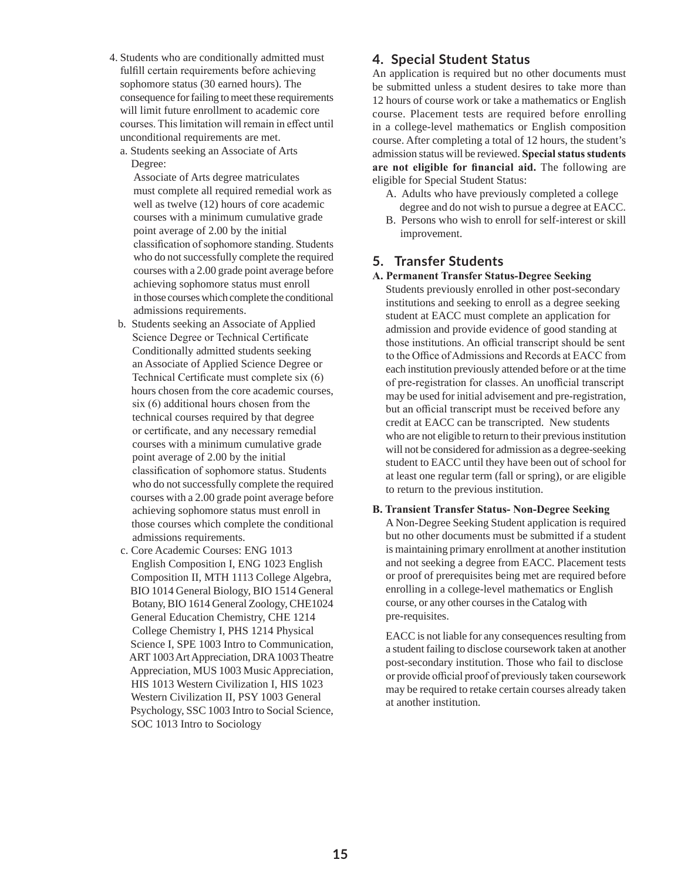4. Students who are conditionally admitted must fulfill certain requirements before achieving sophomore status (30 earned hours). The consequence for failing to meet these requirements will limit future enrollment to academic core courses. This limitation will remain in effect until unconditional requirements are met.
   a. Students seeking an Associate of Arts Degree:

      Associate of Arts degree matriculates must complete all required remedial work as well as twelve (12) hours of core academic courses with a minimum cumulative grade point average of 2.00 by the initial classification of sophomore standing. Students who do not successfully complete the required courses with a 2.00 grade point average before achieving sophomore status must enroll in those courses which complete the conditional admissions requirements.
   b. Students seeking an Associate of Applied Science Degree or Technical Certificate Conditionally admitted students seeking an Associate of Applied Science Degree or Technical Certificate must complete six (6) hours chosen from the core academic courses, six (6) additional hours chosen from the technical courses required by that degree or certificate, and any necessary remedial courses with a minimum cumulative grade point average of 2.00 by the initial classification of sophomore status. Students who do not successfully complete the required courses with a 2.00 grade point average before achieving sophomore status must enroll in those courses which complete the conditional admissions requirements.
   c. Core Academic Courses: ENG 1013 English Composition I, ENG 1023 English Composition II, MTH 1113 College Algebra, BIO 1014 General Biology, BIO 1514 General Botany, BIO 1614 General Zoology, CHE1024 General Education Chemistry, CHE 1214 College Chemistry I, PHS 1214 Physical Science I, SPE 1003 Intro to Communication, ART 1003 Art Appreciation, DRA 1003 Theatre Appreciation, MUS 1003 Music Appreciation, HIS 1013 Western Civilization I, HIS 1023 Western Civilization II, PSY 1003 General Psychology, SSC 1003 Intro to Social Science, SOC 1013 Intro to Sociology

## 4. Special Student Status

An application is required but no other documents must be submitted unless a student desires to take more than 12 hours of course work or take a mathematics or English course. Placement tests are required before enrolling in a college-level mathematics or English composition course. After completing a total of 12 hours, the student's admission status will be reviewed. **Special status students are not eligible for financial aid.** The following are eligible for Special Student Status:

A. Adults who have previously completed a college degree and do not wish to pursue a degree at EACC.
B. Persons who wish to enroll for self-interest or skill improvement.

## 5. Transfer Students

**A. Permanent Transfer Status-Degree Seeking**

Students previously enrolled in other post-secondary institutions and seeking to enroll as a degree seeking student at EACC must complete an application for admission and provide evidence of good standing at those institutions. An official transcript should be sent to the Office of Admissions and Records at EACC from each institution previously attended before or at the time of pre-registration for classes. An unofficial transcript may be used for initial advisement and pre-registration, but an official transcript must be received before any credit at EACC can be transcripted. New students who are not eligible to return to their previous institution will not be considered for admission as a degree-seeking student to EACC until they have been out of school for at least one regular term (fall or spring), or are eligible to return to the previous institution.

**B. Transient Transfer Status- Non-Degree Seeking**

A Non-Degree Seeking Student application is required but no other documents must be submitted if a student is maintaining primary enrollment at another institution and not seeking a degree from EACC. Placement tests or proof of prerequisites being met are required before enrolling in a college-level mathematics or English course, or any other courses in the Catalog with pre-requisites.

EACC is not liable for any consequences resulting from a student failing to disclose coursework taken at another post-secondary institution. Those who fail to disclose or provide official proof of previously taken coursework may be required to retake certain courses already taken at another institution.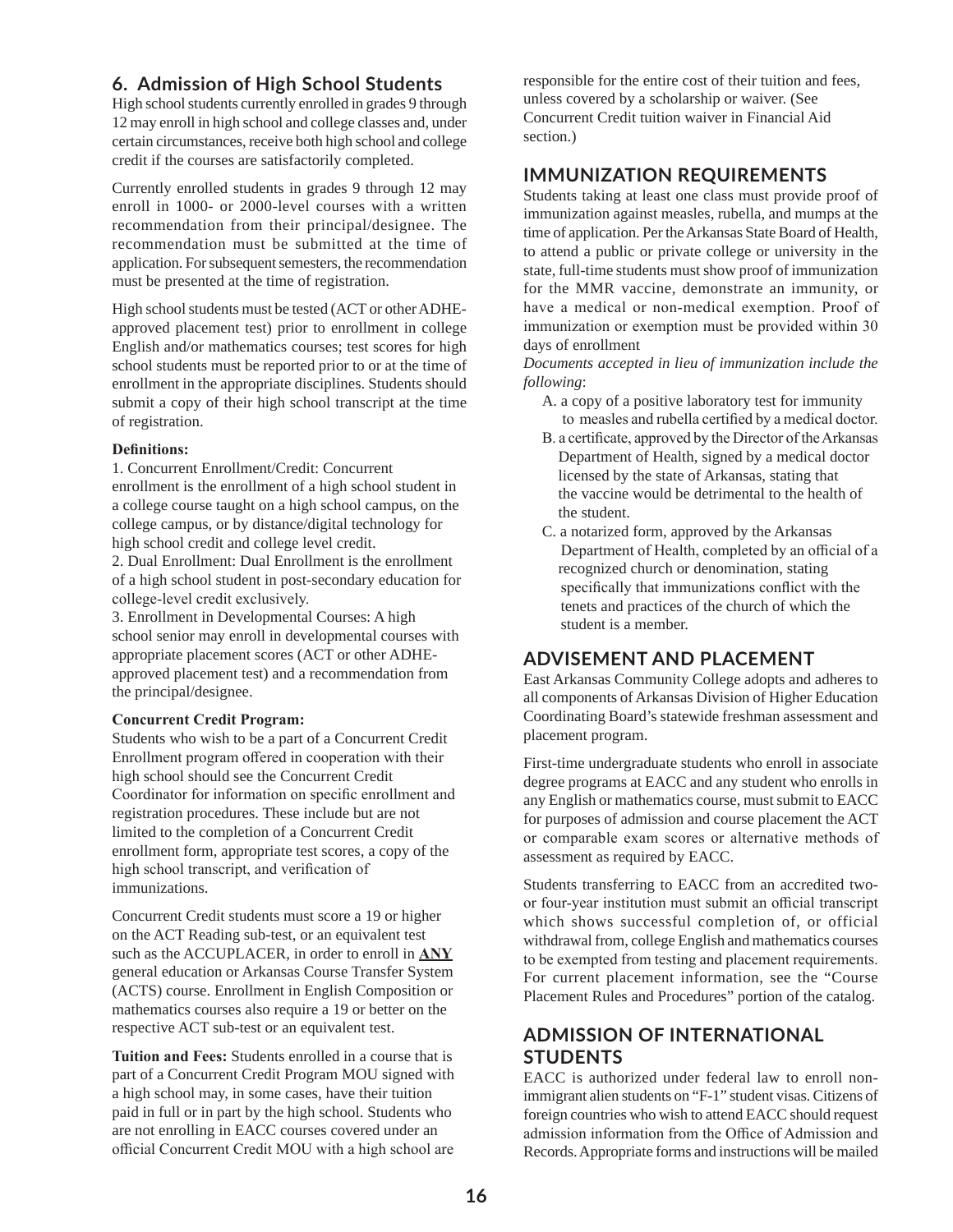## 6. Admission of High School Students

High school students currently enrolled in grades 9 through 12 may enroll in high school and college classes and, under certain circumstances, receive both high school and college credit if the courses are satisfactorily completed.

Currently enrolled students in grades 9 through 12 may enroll in 1000- or 2000-level courses with a written recommendation from their principal/designee. The recommendation must be submitted at the time of application. For subsequent semesters, the recommendation must be presented at the time of registration.

High school students must be tested (ACT or other ADHE-approved placement test) prior to enrollment in college English and/or mathematics courses; test scores for high school students must be reported prior to or at the time of enrollment in the appropriate disciplines. Students should submit a copy of their high school transcript at the time of registration.

**Definitions:**

1. Concurrent Enrollment/Credit: Concurrent enrollment is the enrollment of a high school student in a college course taught on a high school campus, on the college campus, or by distance/digital technology for high school credit and college level credit.
2. Dual Enrollment: Dual Enrollment is the enrollment of a high school student in post-secondary education for college-level credit exclusively.
3. Enrollment in Developmental Courses: A high school senior may enroll in developmental courses with appropriate placement scores (ACT or other ADHE-approved placement test) and a recommendation from the principal/designee.

**Concurrent Credit Program:**

Students who wish to be a part of a Concurrent Credit Enrollment program offered in cooperation with their high school should see the Concurrent Credit Coordinator for information on specific enrollment and registration procedures. These include but are not limited to the completion of a Concurrent Credit enrollment form, appropriate test scores, a copy of the high school transcript, and verification of immunizations.

Concurrent Credit students must score a 19 or higher on the ACT Reading sub-test, or an equivalent test such as the ACCUPLACER, in order to enroll in **ANY** general education or Arkansas Course Transfer System (ACTS) course. Enrollment in English Composition or mathematics courses also require a 19 or better on the respective ACT sub-test or an equivalent test.

**Tuition and Fees:** Students enrolled in a course that is part of a Concurrent Credit Program MOU signed with a high school may, in some cases, have their tuition paid in full or in part by the high school. Students who are not enrolling in EACC courses covered under an official Concurrent Credit MOU with a high school are responsible for the entire cost of their tuition and fees, unless covered by a scholarship or waiver. (See Concurrent Credit tuition waiver in Financial Aid section.)

## IMMUNIZATION REQUIREMENTS

Students taking at least one class must provide proof of immunization against measles, rubella, and mumps at the time of application. Per the Arkansas State Board of Health, to attend a public or private college or university in the state, full-time students must show proof of immunization for the MMR vaccine, demonstrate an immunity, or have a medical or non-medical exemption. Proof of immunization or exemption must be provided within 30 days of enrollment

*Documents accepted in lieu of immunization include the following*:

A. a copy of a positive laboratory test for immunity to measles and rubella certified by a medical doctor.

B. a certificate, approved by the Director of the Arkansas Department of Health, signed by a medical doctor licensed by the state of Arkansas, stating that the vaccine would be detrimental to the health of the student.

C. a notarized form, approved by the Arkansas Department of Health, completed by an official of a recognized church or denomination, stating specifically that immunizations conflict with the tenets and practices of the church of which the student is a member.

## ADVISEMENT AND PLACEMENT

East Arkansas Community College adopts and adheres to all components of Arkansas Division of Higher Education Coordinating Board's statewide freshman assessment and placement program.

First-time undergraduate students who enroll in associate degree programs at EACC and any student who enrolls in any English or mathematics course, must submit to EACC for purposes of admission and course placement the ACT or comparable exam scores or alternative methods of assessment as required by EACC.

Students transferring to EACC from an accredited two- or four-year institution must submit an official transcript which shows successful completion of, or official withdrawal from, college English and mathematics courses to be exempted from testing and placement requirements. For current placement information, see the "Course Placement Rules and Procedures" portion of the catalog.

## ADMISSION OF INTERNATIONAL STUDENTS

EACC is authorized under federal law to enroll non-immigrant alien students on "F-1" student visas. Citizens of foreign countries who wish to attend EACC should request admission information from the Office of Admission and Records. Appropriate forms and instructions will be mailed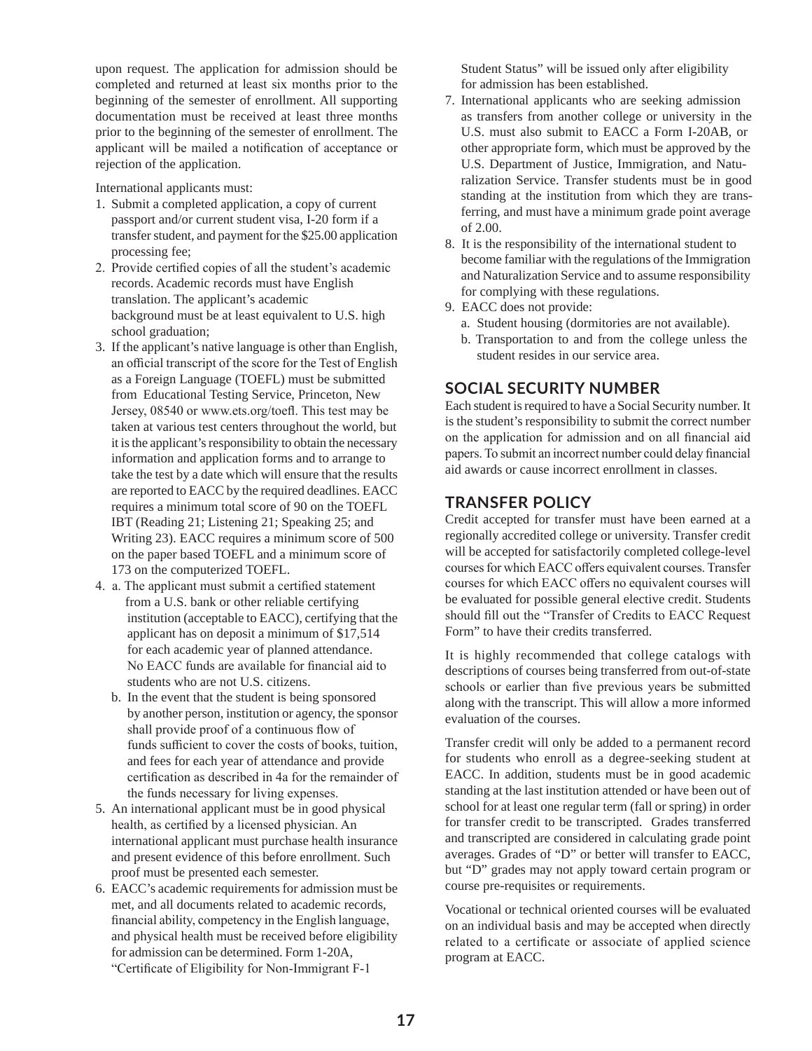upon request. The application for admission should be completed and returned at least six months prior to the beginning of the semester of enrollment. All supporting documentation must be received at least three months prior to the beginning of the semester of enrollment. The applicant will be mailed a notification of acceptance or rejection of the application.

International applicants must:

1. Submit a completed application, a copy of current passport and/or current student visa, I-20 form if a transfer student, and payment for the $25.00 application processing fee;
2. Provide certified copies of all the student's academic records. Academic records must have English translation. The applicant's academic background must be at least equivalent to U.S. high school graduation;
3. If the applicant's native language is other than English, an official transcript of the score for the Test of English as a Foreign Language (TOEFL) must be submitted from Educational Testing Service, Princeton, New Jersey, 08540 or www.ets.org/toefl. This test may be taken at various test centers throughout the world, but it is the applicant's responsibility to obtain the necessary information and application forms and to arrange to take the test by a date which will ensure that the results are reported to EACC by the required deadlines. EACC requires a minimum total score of 90 on the TOEFL IBT (Reading 21; Listening 21; Speaking 25; and Writing 23). EACC requires a minimum score of 500 on the paper based TOEFL and a minimum score of 173 on the computerized TOEFL.
4. a. The applicant must submit a certified statement from a U.S. bank or other reliable certifying institution (acceptable to EACC), certifying that the applicant has on deposit a minimum of $17,514 for each academic year of planned attendance. No EACC funds are available for financial aid to students who are not U.S. citizens.
   b. In the event that the student is being sponsored by another person, institution or agency, the sponsor shall provide proof of a continuous flow of funds sufficient to cover the costs of books, tuition, and fees for each year of attendance and provide certification as described in 4a for the remainder of the funds necessary for living expenses.
5. An international applicant must be in good physical health, as certified by a licensed physician. An international applicant must purchase health insurance and present evidence of this before enrollment. Such proof must be presented each semester.
6. EACC's academic requirements for admission must be met, and all documents related to academic records, financial ability, competency in the English language, and physical health must be received before eligibility for admission can be determined. Form 1-20A, "Certificate of Eligibility for Non-Immigrant F-1 Student Status" will be issued only after eligibility for admission has been established.
7. International applicants who are seeking admission as transfers from another college or university in the U.S. must also submit to EACC a Form I-20AB, or other appropriate form, which must be approved by the U.S. Department of Justice, Immigration, and Naturalization Service. Transfer students must be in good standing at the institution from which they are transferring, and must have a minimum grade point average of 2.00.
8. It is the responsibility of the international student to become familiar with the regulations of the Immigration and Naturalization Service and to assume responsibility for complying with these regulations.
9. EACC does not provide:
   a. Student housing (dormitories are not available).
   b. Transportation to and from the college unless the student resides in our service area.

## SOCIAL SECURITY NUMBER

Each student is required to have a Social Security number. It is the student's responsibility to submit the correct number on the application for admission and on all financial aid papers. To submit an incorrect number could delay financial aid awards or cause incorrect enrollment in classes.

## TRANSFER POLICY

Credit accepted for transfer must have been earned at a regionally accredited college or university. Transfer credit will be accepted for satisfactorily completed college-level courses for which EACC offers equivalent courses. Transfer courses for which EACC offers no equivalent courses will be evaluated for possible general elective credit. Students should fill out the "Transfer of Credits to EACC Request Form" to have their credits transferred.

It is highly recommended that college catalogs with descriptions of courses being transferred from out-of-state schools or earlier than five previous years be submitted along with the transcript. This will allow a more informed evaluation of the courses.

Transfer credit will only be added to a permanent record for students who enroll as a degree-seeking student at EACC. In addition, students must be in good academic standing at the last institution attended or have been out of school for at least one regular term (fall or spring) in order for transfer credit to be transcripted. Grades transferred and transcripted are considered in calculating grade point averages. Grades of "D" or better will transfer to EACC, but "D" grades may not apply toward certain program or course pre-requisites or requirements.

Vocational or technical oriented courses will be evaluated on an individual basis and may be accepted when directly related to a certificate or associate of applied science program at EACC.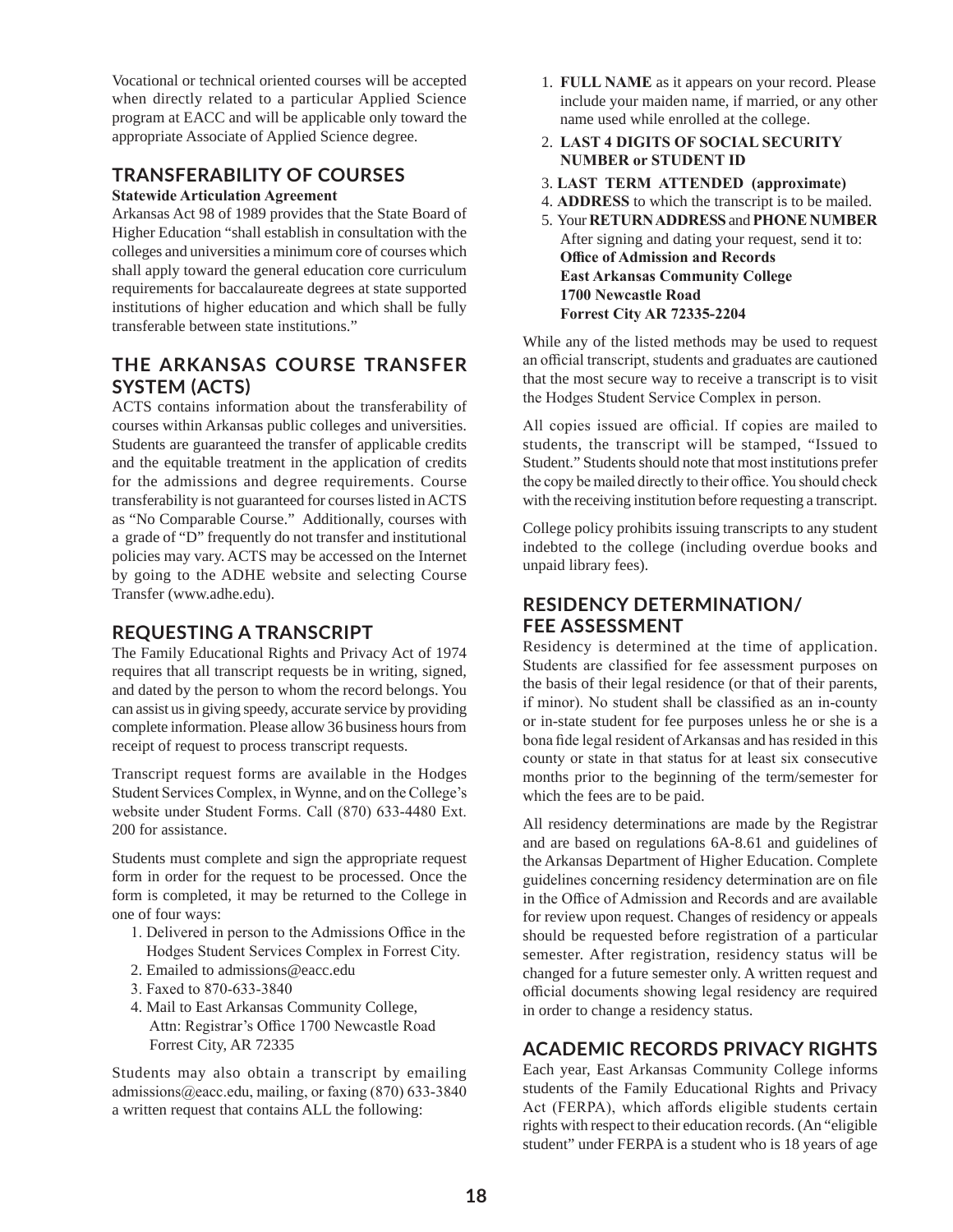Vocational or technical oriented courses will be accepted when directly related to a particular Applied Science program at EACC and will be applicable only toward the appropriate Associate of Applied Science degree.

## TRANSFERABILITY OF COURSES

**Statewide Articulation Agreement**

Arkansas Act 98 of 1989 provides that the State Board of Higher Education "shall establish in consultation with the colleges and universities a minimum core of courses which shall apply toward the general education core curriculum requirements for baccalaureate degrees at state supported institutions of higher education and which shall be fully transferable between state institutions."

## THE ARKANSAS COURSE TRANSFER SYSTEM (ACTS)

ACTS contains information about the transferability of courses within Arkansas public colleges and universities. Students are guaranteed the transfer of applicable credits and the equitable treatment in the application of credits for the admissions and degree requirements. Course transferability is not guaranteed for courses listed in ACTS as "No Comparable Course." Additionally, courses with a grade of "D" frequently do not transfer and institutional policies may vary. ACTS may be accessed on the Internet by going to the ADHE website and selecting Course Transfer (www.adhe.edu).

## REQUESTING A TRANSCRIPT

The Family Educational Rights and Privacy Act of 1974 requires that all transcript requests be in writing, signed, and dated by the person to whom the record belongs. You can assist us in giving speedy, accurate service by providing complete information. Please allow 36 business hours from receipt of request to process transcript requests.

Transcript request forms are available in the Hodges Student Services Complex, in Wynne, and on the College's website under Student Forms. Call (870) 633-4480 Ext. 200 for assistance.

Students must complete and sign the appropriate request form in order for the request to be processed. Once the form is completed, it may be returned to the College in one of four ways:

1. Delivered in person to the Admissions Office in the Hodges Student Services Complex in Forrest City.
2. Emailed to admissions@eacc.edu
3. Faxed to 870-633-3840
4. Mail to East Arkansas Community College, Attn: Registrar's Office 1700 Newcastle Road Forrest City, AR 72335

Students may also obtain a transcript by emailing admissions@eacc.edu, mailing, or faxing (870) 633-3840 a written request that contains ALL the following:

1. **FULL NAME** as it appears on your record. Please include your maiden name, if married, or any other name used while enrolled at the college.
2. **LAST 4 DIGITS OF SOCIAL SECURITY NUMBER or STUDENT ID**
3. **LAST TERM ATTENDED (approximate)**
4. **ADDRESS** to which the transcript is to be mailed.
5. Your **RETURN ADDRESS** and **PHONE NUMBER**

After signing and dating your request, send it to:
**Office of Admission and Records**
**East Arkansas Community College**
**1700 Newcastle Road**
**Forrest City AR 72335-2204**

While any of the listed methods may be used to request an official transcript, students and graduates are cautioned that the most secure way to receive a transcript is to visit the Hodges Student Service Complex in person.

All copies issued are official. If copies are mailed to students, the transcript will be stamped, "Issued to Student." Students should note that most institutions prefer the copy be mailed directly to their office. You should check with the receiving institution before requesting a transcript.

College policy prohibits issuing transcripts to any student indebted to the college (including overdue books and unpaid library fees).

## RESIDENCY DETERMINATION/ FEE ASSESSMENT

Residency is determined at the time of application. Students are classified for fee assessment purposes on the basis of their legal residence (or that of their parents, if minor). No student shall be classified as an in-county or in-state student for fee purposes unless he or she is a bona fide legal resident of Arkansas and has resided in this county or state in that status for at least six consecutive months prior to the beginning of the term/semester for which the fees are to be paid.

All residency determinations are made by the Registrar and are based on regulations 6A-8.61 and guidelines of the Arkansas Department of Higher Education. Complete guidelines concerning residency determination are on file in the Office of Admission and Records and are available for review upon request. Changes of residency or appeals should be requested before registration of a particular semester. After registration, residency status will be changed for a future semester only. A written request and official documents showing legal residency are required in order to change a residency status.

## ACADEMIC RECORDS PRIVACY RIGHTS

Each year, East Arkansas Community College informs students of the Family Educational Rights and Privacy Act (FERPA), which affords eligible students certain rights with respect to their education records. (An "eligible student" under FERPA is a student who is 18 years of age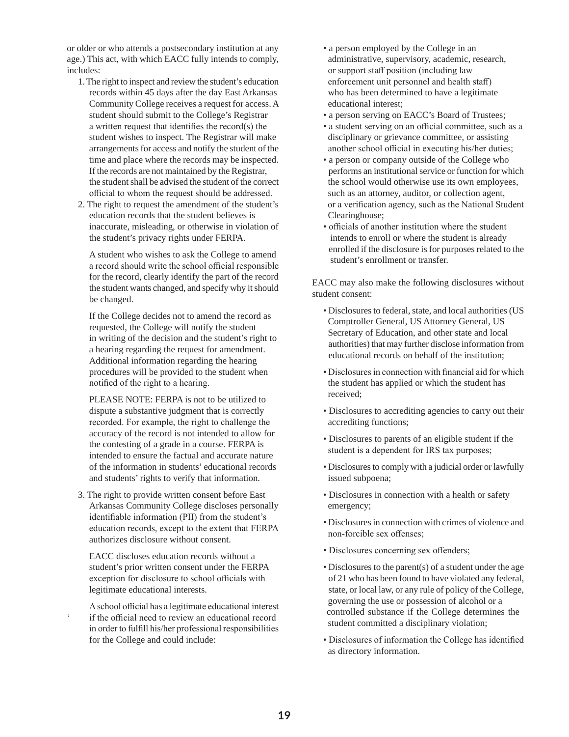or older or who attends a postsecondary institution at any age.) This act, with which EACC fully intends to comply, includes:

1. The right to inspect and review the student's education records within 45 days after the day East Arkansas Community College receives a request for access. A student should submit to the College's Registrar a written request that identifies the record(s) the student wishes to inspect. The Registrar will make arrangements for access and notify the student of the time and place where the records may be inspected. If the records are not maintained by the Registrar, the student shall be advised the student of the correct official to whom the request should be addressed.
2. The right to request the amendment of the student's education records that the student believes is inaccurate, misleading, or otherwise in violation of the student's privacy rights under FERPA.

   A student who wishes to ask the College to amend a record should write the school official responsible for the record, clearly identify the part of the record the student wants changed, and specify why it should be changed.

   If the College decides not to amend the record as requested, the College will notify the student in writing of the decision and the student's right to a hearing regarding the request for amendment. Additional information regarding the hearing procedures will be provided to the student when notified of the right to a hearing.

   PLEASE NOTE: FERPA is not to be utilized to dispute a substantive judgment that is correctly recorded. For example, the right to challenge the accuracy of the record is not intended to allow for the contesting of a grade in a course. FERPA is intended to ensure the factual and accurate nature of the information in students' educational records and students' rights to verify that information.

3. The right to provide written consent before East Arkansas Community College discloses personally identifiable information (PII) from the student's education records, except to the extent that FERPA authorizes disclosure without consent.

   EACC discloses education records without a student's prior written consent under the FERPA exception for disclosure to school officials with legitimate educational interests.

   A school official has a legitimate educational interest if the official need to review an educational record in order to fulfill his/her professional responsibilities for the College and could include:

   - a person employed by the College in an administrative, supervisory, academic, research, or support staff position (including law enforcement unit personnel and health staff) who has been determined to have a legitimate educational interest;
   - a person serving on EACC's Board of Trustees;
   - a student serving on an official committee, such as a disciplinary or grievance committee, or assisting another school official in executing his/her duties;
   - a person or company outside of the College who performs an institutional service or function for which the school would otherwise use its own employees, such as an attorney, auditor, or collection agent, or a verification agency, such as the National Student Clearinghouse;
   - officials of another institution where the student intends to enroll or where the student is already enrolled if the disclosure is for purposes related to the student's enrollment or transfer.

EACC may also make the following disclosures without student consent:

- Disclosures to federal, state, and local authorities (US Comptroller General, US Attorney General, US Secretary of Education, and other state and local authorities) that may further disclose information from educational records on behalf of the institution;
- Disclosures in connection with financial aid for which the student has applied or which the student has received;
- Disclosures to accrediting agencies to carry out their accrediting functions;
- Disclosures to parents of an eligible student if the student is a dependent for IRS tax purposes;
- Disclosures to comply with a judicial order or lawfully issued subpoena;
- Disclosures in connection with a health or safety emergency;
- Disclosures in connection with crimes of violence and non-forcible sex offenses;
- Disclosures concerning sex offenders;
- Disclosures to the parent(s) of a student under the age of 21 who has been found to have violated any federal, state, or local law, or any rule of policy of the College, governing the use or possession of alcohol or a controlled substance if the College determines the student committed a disciplinary violation;
- Disclosures of information the College has identified as directory information.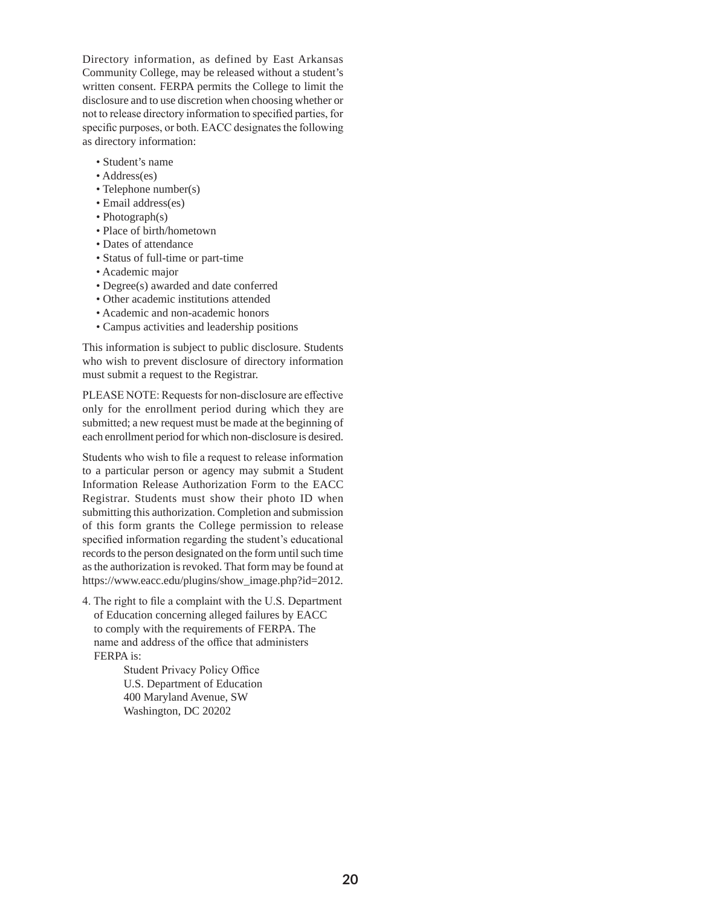Directory information, as defined by East Arkansas Community College, may be released without a student's written consent. FERPA permits the College to limit the disclosure and to use discretion when choosing whether or not to release directory information to specified parties, for specific purposes, or both. EACC designates the following as directory information:

- Student's name
- Address(es)
- Telephone number(s)
- Email address(es)
- Photograph(s)
- Place of birth/hometown
- Dates of attendance
- Status of full-time or part-time
- Academic major
- Degree(s) awarded and date conferred
- Other academic institutions attended
- Academic and non-academic honors
- Campus activities and leadership positions

This information is subject to public disclosure. Students who wish to prevent disclosure of directory information must submit a request to the Registrar.

PLEASE NOTE: Requests for non-disclosure are effective only for the enrollment period during which they are submitted; a new request must be made at the beginning of each enrollment period for which non-disclosure is desired.

Students who wish to file a request to release information to a particular person or agency may submit a Student Information Release Authorization Form to the EACC Registrar. Students must show their photo ID when submitting this authorization. Completion and submission of this form grants the College permission to release specified information regarding the student's educational records to the person designated on the form until such time as the authorization is revoked. That form may be found at https://www.eacc.edu/plugins/show_image.php?id=2012.

4. The right to file a complaint with the U.S. Department of Education concerning alleged failures by EACC to comply with the requirements of FERPA. The name and address of the office that administers FERPA is:

   Student Privacy Policy Office
   U.S. Department of Education
   400 Maryland Avenue, SW
   Washington, DC 20202